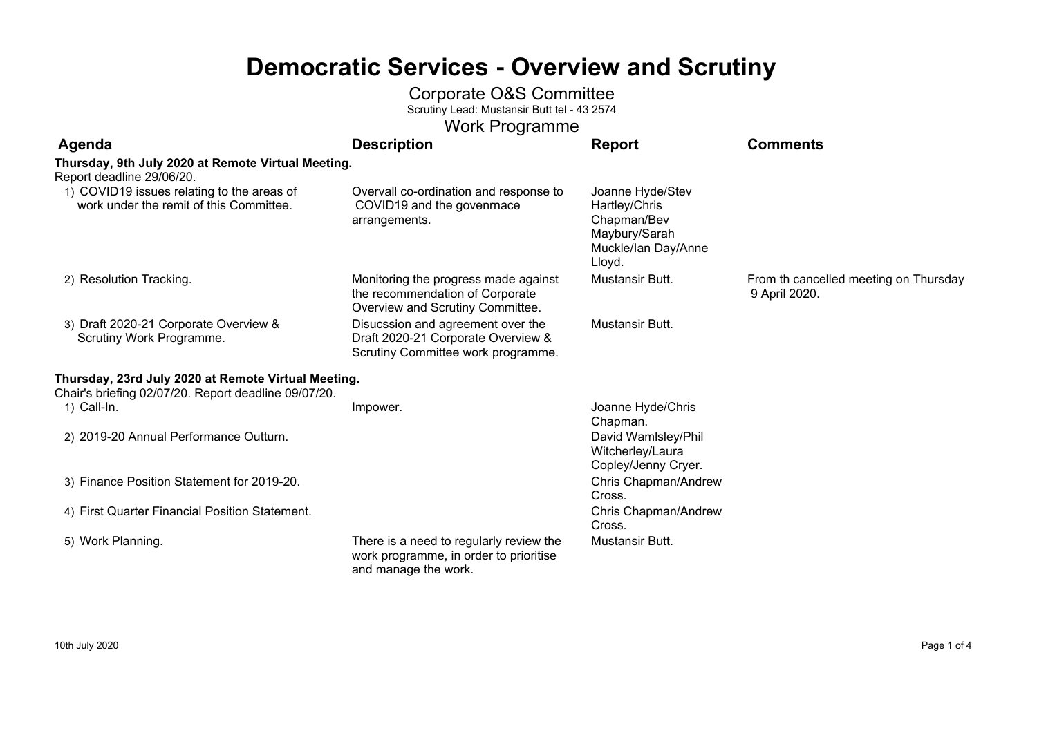# Democratic Services - Overview and Scrutiny

## Corporate O&S Committee

Scrutiny Lead: Mustansir Butt tel - 43 2574

## Work Programme

| Agenda | Description | Report | Comments |
|---|---|---|---|
| **Thursday, 9th July 2020 at Remote Virtual Meeting.**<br>Report deadline 29/06/20. | | | |
| 1) COVID19 issues relating to the areas of work under the remit of this Committee. | Overvall co-ordination and response to COVID19 and the govenrnace arrangements. | Joanne Hyde/Stev Hartley/Chris Chapman/Bev Maybury/Sarah Muckle/Ian Day/Anne Lloyd. | |
| 2) Resolution Tracking. | Monitoring the progress made against the recommendation of Corporate Overview and Scrutiny Committee. | Mustansir Butt. | From th cancelled meeting on Thursday 9 April 2020. |
| 3) Draft 2020-21 Corporate Overview & Scrutiny Work Programme. | Disucssion and agreement over the Draft 2020-21 Corporate Overview & Scrutiny Committee work programme. | Mustansir Butt. | |
| **Thursday, 23rd July 2020 at Remote Virtual Meeting.**<br>Chair's briefing 02/07/20. Report deadline 09/07/20. | | | |
| 1) Call-In. | Impower. | Joanne Hyde/Chris Chapman. | |
| 2) 2019-20 Annual Performance Outturn. | | David Wamlsley/Phil Witcherley/Laura Copley/Jenny Cryer. | |
| 3) Finance Position Statement for 2019-20. | | Chris Chapman/Andrew Cross. | |
| 4) First Quarter Financial Position Statement. | | Chris Chapman/Andrew Cross. | |
| 5) Work Planning. | There is a need to regularly review the work programme, in order to prioritise and manage the work. | Mustansir Butt. | |

10th July 2020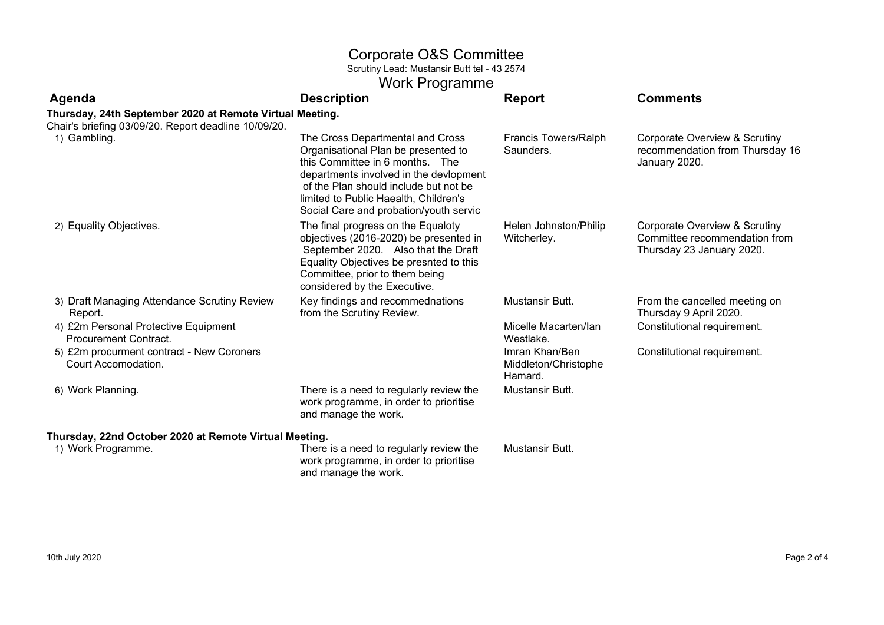# Corporate O&S Committee

Scrutiny Lead: Mustansir Butt tel - 43 2574

## Work Programme

| Agenda | Description | Report | Comments |
|---|---|---|---|
| **Thursday, 24th September 2020 at Remote Virtual Meeting.** | | | |
| Chair's briefing 03/09/20. Report deadline 10/09/20. | | | |
| 1) Gambling. | The Cross Departmental and Cross Organisational Plan be presented to this Committee in 6 months. The departments involved in the devlopment of the Plan should include but not be limited to Public Haealth, Children's Social Care and probation/youth servic | Francis Towers/Ralph Saunders. | Corporate Overview & Scrutiny recommendation from Thursday 16 January 2020. |
| 2) Equality Objectives. | The final progress on the Equaloty objectives (2016-2020) be presented in September 2020. Also that the Draft Equality Objectives be presnted to this Committee, prior to them being considered by the Executive. | Helen Johnston/Philip Witcherley. | Corporate Overview & Scrutiny Committee recommendation from Thursday 23 January 2020. |
| 3) Draft Managing Attendance Scrutiny Review Report. | Key findings and recommednations from the Scrutiny Review. | Mustansir Butt. | From the cancelled meeting on Thursday 9 April 2020. |
| 4) £2m Personal Protective Equipment Procurement Contract. | | Micelle Macarten/Ian Westlake. | Constitutional requirement. |
| 5) £2m procurment contract - New Coroners Court Accomodation. | | Imran Khan/Ben Middleton/Christophe Hamard. | Constitutional requirement. |
| 6) Work Planning. | There is a need to regularly review the work programme, in order to prioritise and manage the work. | Mustansir Butt. | |
| **Thursday, 22nd October 2020 at Remote Virtual Meeting.** | | | |
| 1) Work Programme. | There is a need to regularly review the work programme, in order to prioritise and manage the work. | Mustansir Butt. | |

10th July 2020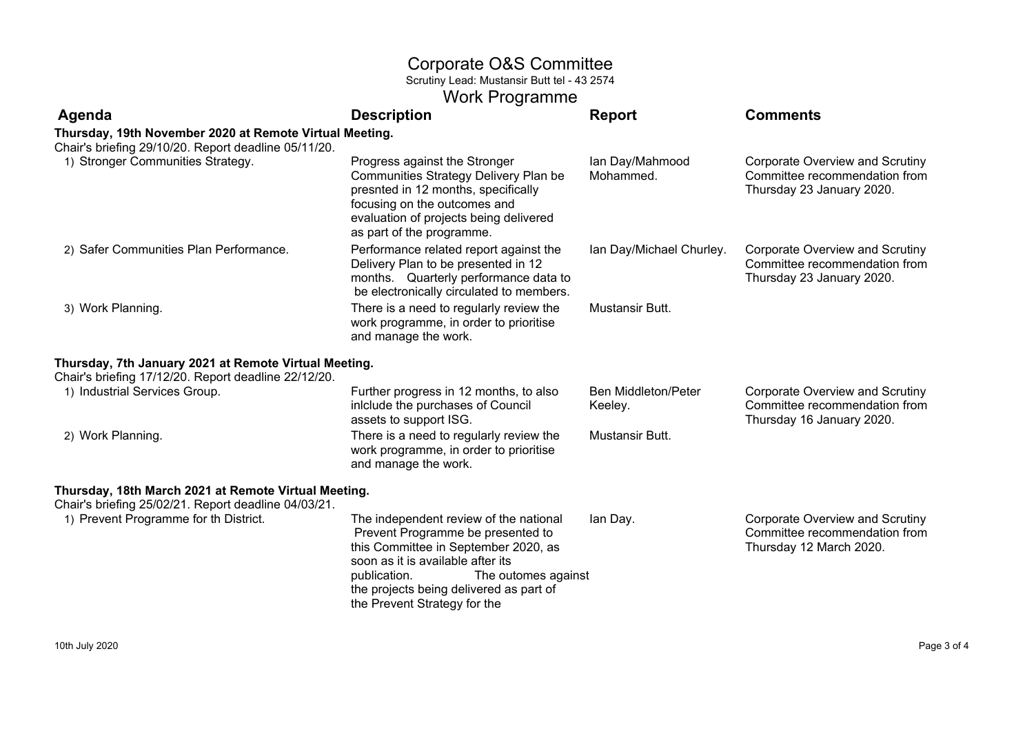# Corporate O&S Committee

Scrutiny Lead: Mustansir Butt tel - 43 2574

## Work Programme

| Agenda | Description | Report | Comments |
|---|---|---|---|
| **Thursday, 19th November 2020 at Remote Virtual Meeting.** Chair's briefing 29/10/20. Report deadline 05/11/20. | | | |
| 1) Stronger Communities Strategy. | Progress against the Stronger Communities Strategy Delivery Plan be presnted in 12 months, specifically focusing on the outcomes and evaluation of projects being delivered as part of the programme. | Ian Day/Mahmood Mohammed. | Corporate Overview and Scrutiny Committee recommendation from Thursday 23 January 2020. |
| 2) Safer Communities Plan Performance. | Performance related report against the Delivery Plan to be presented in 12 months. Quarterly performance data to be electronically circulated to members. | Ian Day/Michael Churley. | Corporate Overview and Scrutiny Committee recommendation from Thursday 23 January 2020. |
| 3) Work Planning. | There is a need to regularly review the work programme, in order to prioritise and manage the work. | Mustansir Butt. | |
| **Thursday, 7th January 2021 at Remote Virtual Meeting.** Chair's briefing 17/12/20. Report deadline 22/12/20. | | | |
| 1) Industrial Services Group. | Further progress in 12 months, to also inlclude the purchases of Council assets to support ISG. | Ben Middleton/Peter Keeley. | Corporate Overview and Scrutiny Committee recommendation from Thursday 16 January 2020. |
| 2) Work Planning. | There is a need to regularly review the work programme, in order to prioritise and manage the work. | Mustansir Butt. | |
| **Thursday, 18th March 2021 at Remote Virtual Meeting.** Chair's briefing 25/02/21. Report deadline 04/03/21. | | | |
| 1) Prevent Programme for th District. | The independent review of the national Prevent Programme be presented to this Committee in September 2020, as soon as it is available after its publication. The outomes against the projects being delivered as part of the Prevent Strategy for the | Ian Day. | Corporate Overview and Scrutiny Committee recommendation from Thursday 12 March 2020. |

10th July 2020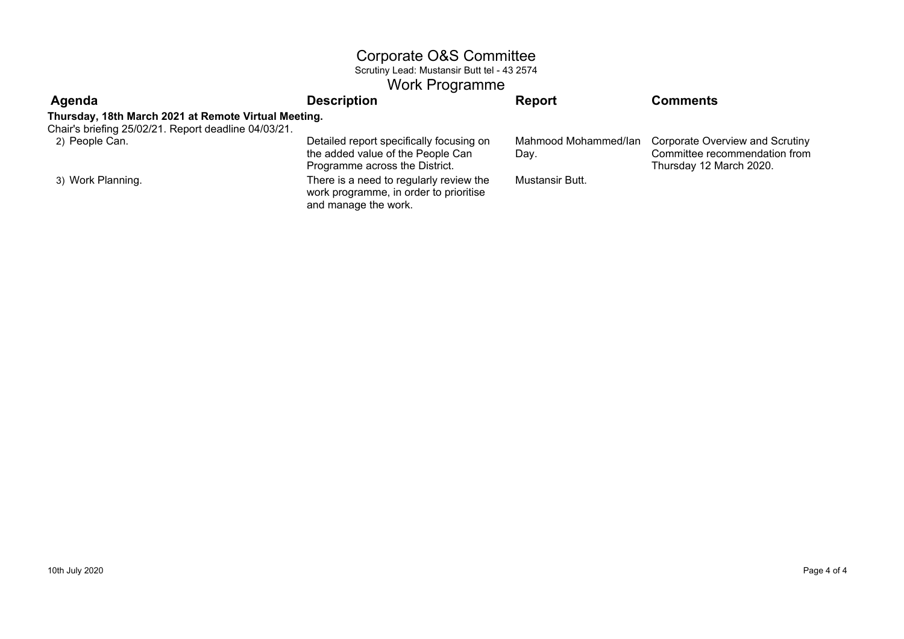# Corporate O&S Committee

Scrutiny Lead: Mustansir Butt tel - 43 2574

## Work Programme

| Agenda | Description | Report | Comments |
| --- | --- | --- | --- |
| **Thursday, 18th March 2021 at Remote Virtual Meeting.** | | | |
| Chair's briefing 25/02/21. Report deadline 04/03/21. | | | |
| 2) People Can. | Detailed report specifically focusing on the added value of the People Can Programme across the District. | Mahmood Mohammed/Ian Day. | Corporate Overview and Scrutiny Committee recommendation from Thursday 12 March 2020. |
| 3) Work Planning. | There is a need to regularly review the work programme, in order to prioritise and manage the work. | Mustansir Butt. | |

10th July 2020